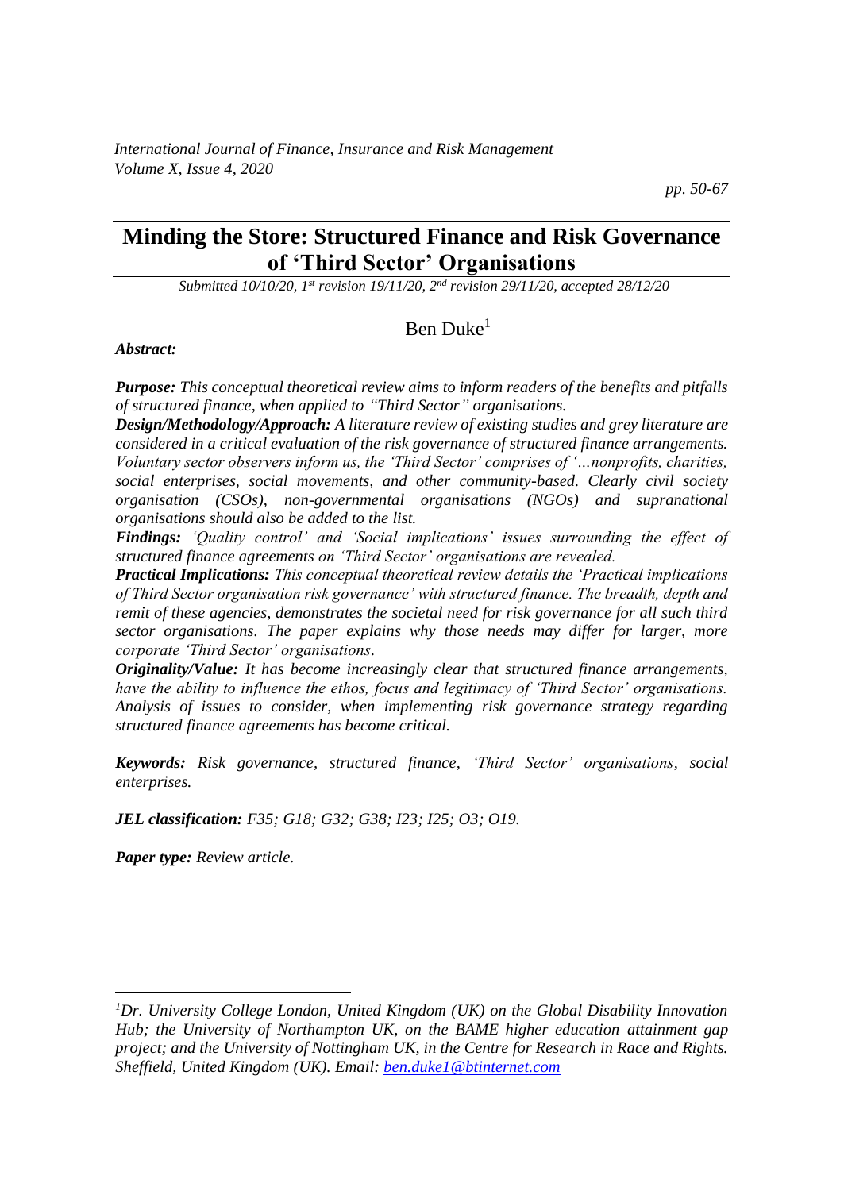# Minding the Store: Structured Finance and Risk Governance of 'Third Sector' Organisations

*Submitted 10/10/20, 1st revision 19/11/20, 2nd revision 29/11/20, accepted 28/12/20*

Ben Duke[1]

***Abstract:***

***Purpose:*** *This conceptual theoretical review aims to inform readers of the benefits and pitfalls of structured finance, when applied to "Third Sector" organisations.*

***Design/Methodology/Approach:*** *A literature review of existing studies and grey literature are considered in a critical evaluation of the risk governance of structured finance arrangements. Voluntary sector observers inform us, the 'Third Sector' comprises of '…nonprofits, charities, social enterprises, social movements, and other community-based. Clearly civil society organisation (CSOs), non-governmental organisations (NGOs) and supranational organisations should also be added to the list.*

***Findings:*** *'Quality control' and 'Social implications' issues surrounding the effect of structured finance agreements on 'Third Sector' organisations are revealed.*

***Practical Implications:*** *This conceptual theoretical review details the 'Practical implications of Third Sector organisation risk governance' with structured finance. The breadth, depth and remit of these agencies, demonstrates the societal need for risk governance for all such third sector organisations. The paper explains why those needs may differ for larger, more corporate 'Third Sector' organisations.*

***Originality/Value:*** *It has become increasingly clear that structured finance arrangements, have the ability to influence the ethos, focus and legitimacy of 'Third Sector' organisations. Analysis of issues to consider, when implementing risk governance strategy regarding structured finance agreements has become critical.*

***Keywords:*** *Risk governance, structured finance, 'Third Sector' organisations, social enterprises.*

***JEL classification:*** *F35; G18; G32; G38; I23; I25; O3; O19.*

***Paper type:*** *Review article.*

---

[1]*Dr. University College London, United Kingdom (UK) on the Global Disability Innovation Hub; the University of Northampton UK, on the BAME higher education attainment gap project; and the University of Nottingham UK, in the Centre for Research in Race and Rights. Sheffield, United Kingdom (UK). Email: ben.duke1@btinternet.com*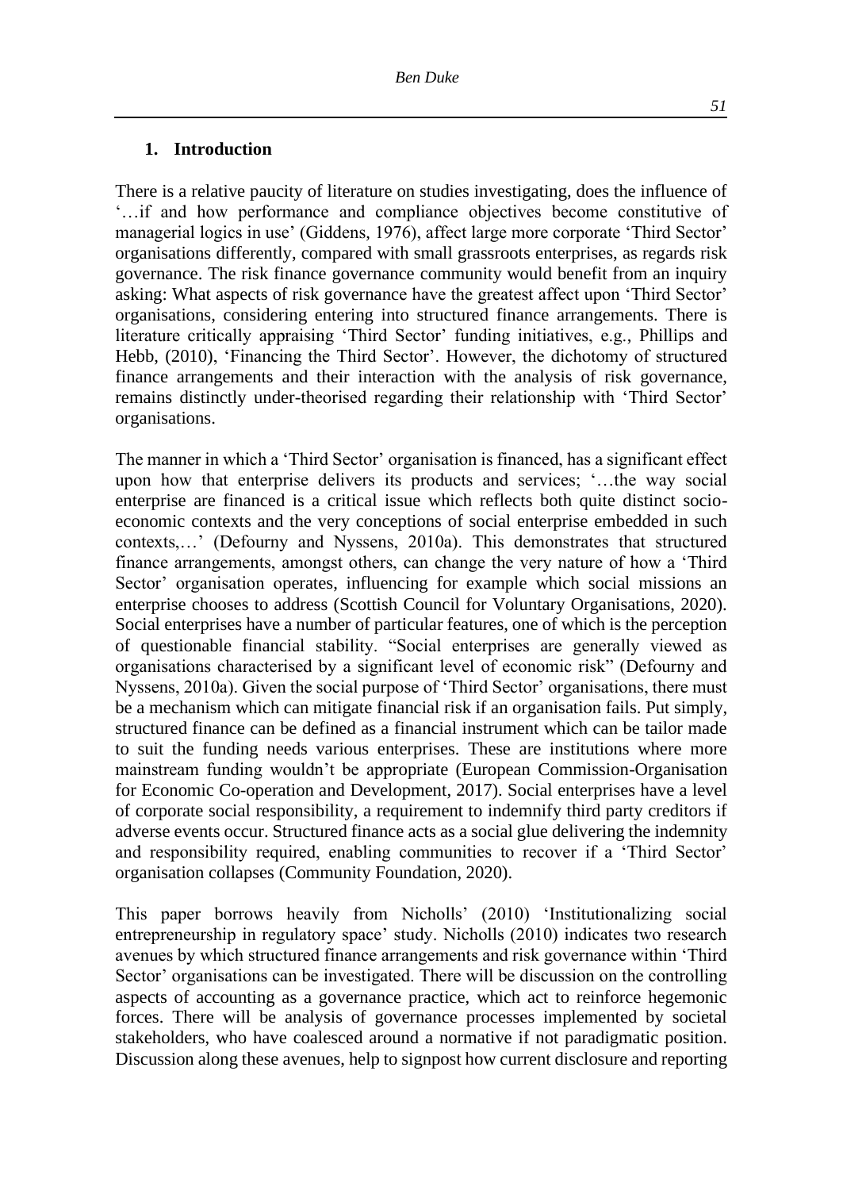## 1. Introduction

There is a relative paucity of literature on studies investigating, does the influence of '…if and how performance and compliance objectives become constitutive of managerial logics in use' (Giddens, 1976), affect large more corporate 'Third Sector' organisations differently, compared with small grassroots enterprises, as regards risk governance. The risk finance governance community would benefit from an inquiry asking: What aspects of risk governance have the greatest affect upon 'Third Sector' organisations, considering entering into structured finance arrangements. There is literature critically appraising 'Third Sector' funding initiatives, e.g., Phillips and Hebb, (2010), 'Financing the Third Sector'. However, the dichotomy of structured finance arrangements and their interaction with the analysis of risk governance, remains distinctly under-theorised regarding their relationship with 'Third Sector' organisations.

The manner in which a 'Third Sector' organisation is financed, has a significant effect upon how that enterprise delivers its products and services; '…the way social enterprise are financed is a critical issue which reflects both quite distinct socio-economic contexts and the very conceptions of social enterprise embedded in such contexts,…' (Defourny and Nyssens, 2010a). This demonstrates that structured finance arrangements, amongst others, can change the very nature of how a 'Third Sector' organisation operates, influencing for example which social missions an enterprise chooses to address (Scottish Council for Voluntary Organisations, 2020). Social enterprises have a number of particular features, one of which is the perception of questionable financial stability. "Social enterprises are generally viewed as organisations characterised by a significant level of economic risk" (Defourny and Nyssens, 2010a). Given the social purpose of 'Third Sector' organisations, there must be a mechanism which can mitigate financial risk if an organisation fails. Put simply, structured finance can be defined as a financial instrument which can be tailor made to suit the funding needs various enterprises. These are institutions where more mainstream funding wouldn't be appropriate (European Commission-Organisation for Economic Co-operation and Development, 2017). Social enterprises have a level of corporate social responsibility, a requirement to indemnify third party creditors if adverse events occur. Structured finance acts as a social glue delivering the indemnity and responsibility required, enabling communities to recover if a 'Third Sector' organisation collapses (Community Foundation, 2020).

This paper borrows heavily from Nicholls' (2010) 'Institutionalizing social entrepreneurship in regulatory space' study. Nicholls (2010) indicates two research avenues by which structured finance arrangements and risk governance within 'Third Sector' organisations can be investigated. There will be discussion on the controlling aspects of accounting as a governance practice, which act to reinforce hegemonic forces. There will be analysis of governance processes implemented by societal stakeholders, who have coalesced around a normative if not paradigmatic position. Discussion along these avenues, help to signpost how current disclosure and reporting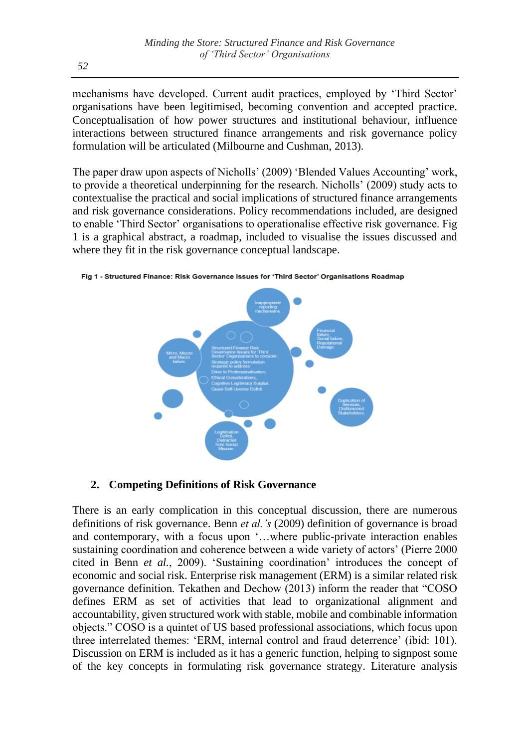mechanisms have developed. Current audit practices, employed by 'Third Sector' organisations have been legitimised, becoming convention and accepted practice. Conceptualisation of how power structures and institutional behaviour, influence interactions between structured finance arrangements and risk governance policy formulation will be articulated (Milbourne and Cushman, 2013).

The paper draw upon aspects of Nicholls' (2009) 'Blended Values Accounting' work, to provide a theoretical underpinning for the research. Nicholls' (2009) study acts to contextualise the practical and social implications of structured finance arrangements and risk governance considerations. Policy recommendations included, are designed to enable 'Third Sector' organisations to operationalise effective risk governance. Fig 1 is a graphical abstract, a roadmap, included to visualise the issues discussed and where they fit in the risk governance conceptual landscape.

**Fig 1 - Structured Finance: Risk Governance Issues for 'Third Sector' Organisations Roadmap**

Inappropriate reporting mechanisms.

Financial failure, Social failure, Reputational Damage.

Micro, Mezzo and Macro failure.

Structured Finance Risk Governance Issues for 'Third Sector' Organisations to consider. Strategic policy formulation required to address: Drive to Professionalisation, Ethical Considerations, Cognitive Legitimacy Surplus, Quasi-Self-License Deficit.

Duplication of Services, Disillusioned Stakeholders.

Legitimation Deficit, Distracted from Social Mission.

## 2. Competing Definitions of Risk Governance

There is an early complication in this conceptual discussion, there are numerous definitions of risk governance. Benn *et al.'s* (2009) definition of governance is broad and contemporary, with a focus upon '…where public-private interaction enables sustaining coordination and coherence between a wide variety of actors' (Pierre 2000 cited in Benn *et al.*, 2009). 'Sustaining coordination' introduces the concept of economic and social risk. Enterprise risk management (ERM) is a similar related risk governance definition. Tekathen and Dechow (2013) inform the reader that "COSO defines ERM as set of activities that lead to organizational alignment and accountability, given structured work with stable, mobile and combinable information objects." COSO is a quintet of US based professional associations, which focus upon three interrelated themes: 'ERM, internal control and fraud deterrence' (ibid: 101). Discussion on ERM is included as it has a generic function, helping to signpost some of the key concepts in formulating risk governance strategy. Literature analysis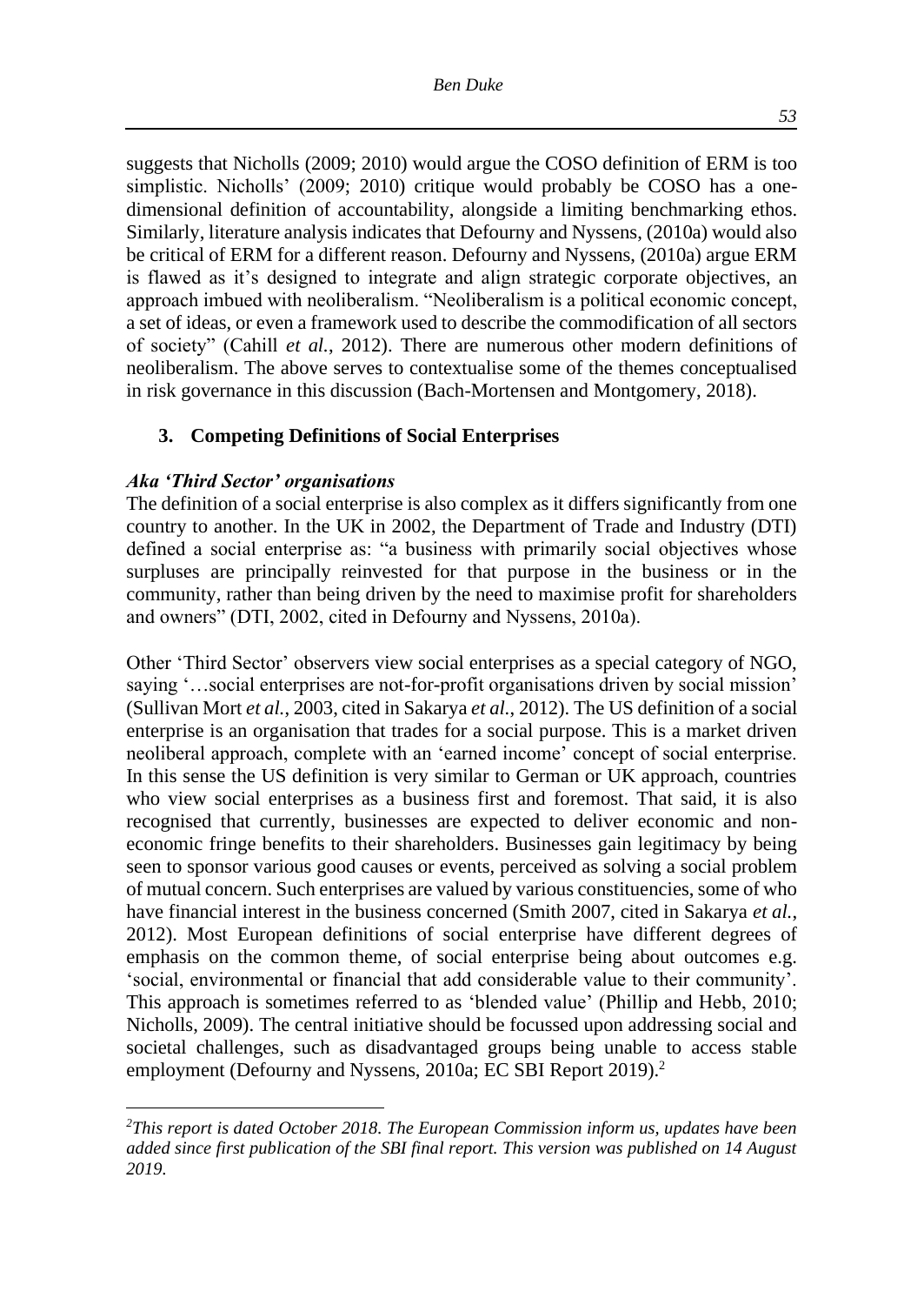suggests that Nicholls (2009; 2010) would argue the COSO definition of ERM is too simplistic. Nicholls' (2009; 2010) critique would probably be COSO has a one-dimensional definition of accountability, alongside a limiting benchmarking ethos. Similarly, literature analysis indicates that Defourny and Nyssens, (2010a) would also be critical of ERM for a different reason. Defourny and Nyssens, (2010a) argue ERM is flawed as it's designed to integrate and align strategic corporate objectives, an approach imbued with neoliberalism. "Neoliberalism is a political economic concept, a set of ideas, or even a framework used to describe the commodification of all sectors of society" (Cahill *et al.*, 2012). There are numerous other modern definitions of neoliberalism. The above serves to contextualise some of the themes conceptualised in risk governance in this discussion (Bach-Mortensen and Montgomery, 2018).

## 3. Competing Definitions of Social Enterprises

### *Aka 'Third Sector' organisations*

The definition of a social enterprise is also complex as it differs significantly from one country to another. In the UK in 2002, the Department of Trade and Industry (DTI) defined a social enterprise as: "a business with primarily social objectives whose surpluses are principally reinvested for that purpose in the business or in the community, rather than being driven by the need to maximise profit for shareholders and owners" (DTI, 2002, cited in Defourny and Nyssens, 2010a).

Other 'Third Sector' observers view social enterprises as a special category of NGO, saying '…social enterprises are not-for-profit organisations driven by social mission' (Sullivan Mort *et al.*, 2003, cited in Sakarya *et al.*, 2012). The US definition of a social enterprise is an organisation that trades for a social purpose. This is a market driven neoliberal approach, complete with an 'earned income' concept of social enterprise. In this sense the US definition is very similar to German or UK approach, countries who view social enterprises as a business first and foremost. That said, it is also recognised that currently, businesses are expected to deliver economic and non-economic fringe benefits to their shareholders. Businesses gain legitimacy by being seen to sponsor various good causes or events, perceived as solving a social problem of mutual concern. Such enterprises are valued by various constituencies, some of who have financial interest in the business concerned (Smith 2007, cited in Sakarya *et al.*, 2012). Most European definitions of social enterprise have different degrees of emphasis on the common theme, of social enterprise being about outcomes e.g. 'social, environmental or financial that add considerable value to their community'. This approach is sometimes referred to as 'blended value' (Phillip and Hebb, 2010; Nicholls, 2009). The central initiative should be focussed upon addressing social and societal challenges, such as disadvantaged groups being unable to access stable employment (Defourny and Nyssens, 2010a; EC SBI Report 2019).[2]

---

[2] *This report is dated October 2018. The European Commission inform us, updates have been added since first publication of the SBI final report. This version was published on 14 August 2019.*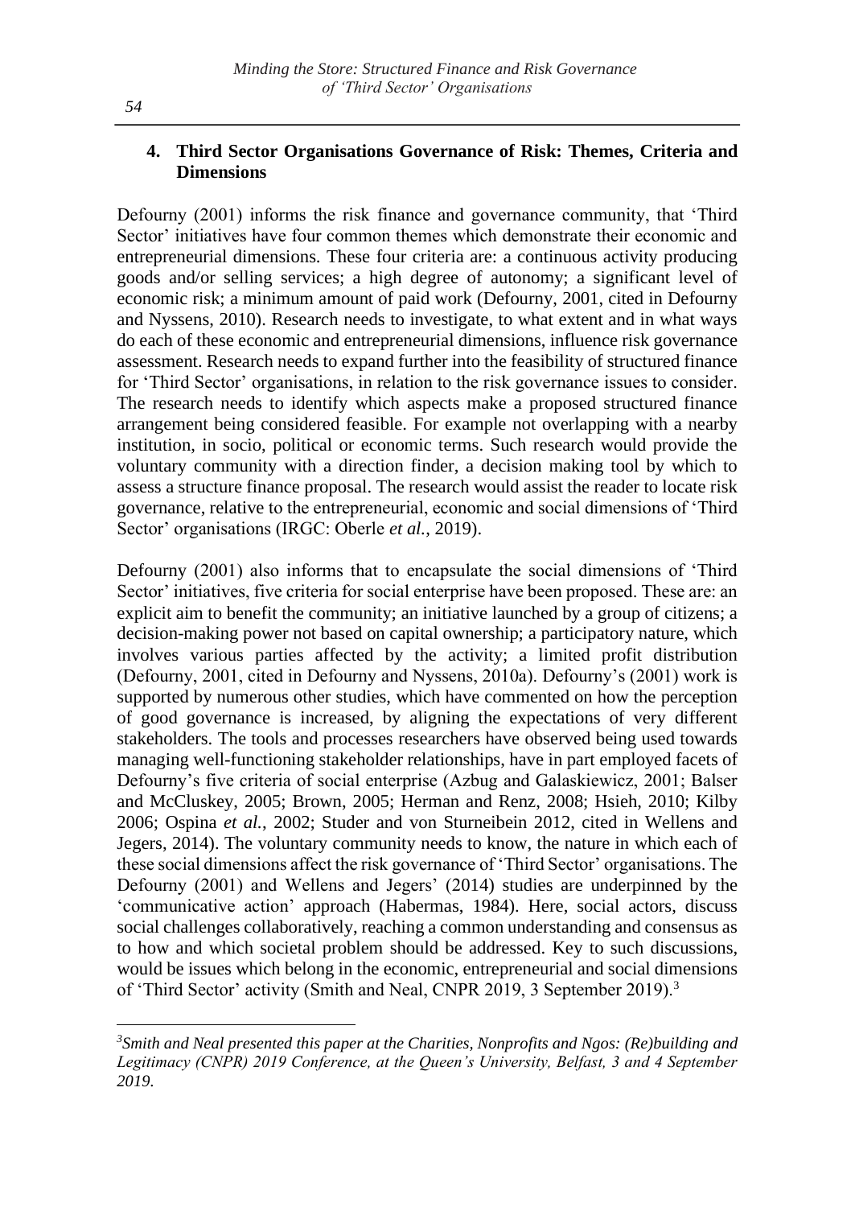## 4. Third Sector Organisations Governance of Risk: Themes, Criteria and Dimensions

Defourny (2001) informs the risk finance and governance community, that 'Third Sector' initiatives have four common themes which demonstrate their economic and entrepreneurial dimensions. These four criteria are: a continuous activity producing goods and/or selling services; a high degree of autonomy; a significant level of economic risk; a minimum amount of paid work (Defourny, 2001, cited in Defourny and Nyssens, 2010). Research needs to investigate, to what extent and in what ways do each of these economic and entrepreneurial dimensions, influence risk governance assessment. Research needs to expand further into the feasibility of structured finance for 'Third Sector' organisations, in relation to the risk governance issues to consider. The research needs to identify which aspects make a proposed structured finance arrangement being considered feasible. For example not overlapping with a nearby institution, in socio, political or economic terms. Such research would provide the voluntary community with a direction finder, a decision making tool by which to assess a structure finance proposal. The research would assist the reader to locate risk governance, relative to the entrepreneurial, economic and social dimensions of 'Third Sector' organisations (IRGC: Oberle *et al.*, 2019).

Defourny (2001) also informs that to encapsulate the social dimensions of 'Third Sector' initiatives, five criteria for social enterprise have been proposed. These are: an explicit aim to benefit the community; an initiative launched by a group of citizens; a decision-making power not based on capital ownership; a participatory nature, which involves various parties affected by the activity; a limited profit distribution (Defourny, 2001, cited in Defourny and Nyssens, 2010a). Defourny's (2001) work is supported by numerous other studies, which have commented on how the perception of good governance is increased, by aligning the expectations of very different stakeholders. The tools and processes researchers have observed being used towards managing well-functioning stakeholder relationships, have in part employed facets of Defourny's five criteria of social enterprise (Azbug and Galaskiewicz, 2001; Balser and McCluskey, 2005; Brown, 2005; Herman and Renz, 2008; Hsieh, 2010; Kilby 2006; Ospina *et al.*, 2002; Studer and von Sturneibein 2012, cited in Wellens and Jegers, 2014). The voluntary community needs to know, the nature in which each of these social dimensions affect the risk governance of 'Third Sector' organisations. The Defourny (2001) and Wellens and Jegers' (2014) studies are underpinned by the 'communicative action' approach (Habermas, 1984). Here, social actors, discuss social challenges collaboratively, reaching a common understanding and consensus as to how and which societal problem should be addressed. Key to such discussions, would be issues which belong in the economic, entrepreneurial and social dimensions of 'Third Sector' activity (Smith and Neal, CNPR 2019, 3 September 2019).[3]

---

[3] *Smith and Neal presented this paper at the Charities, Nonprofits and Ngos: (Re)building and Legitimacy (CNPR) 2019 Conference, at the Queen's University, Belfast, 3 and 4 September 2019.*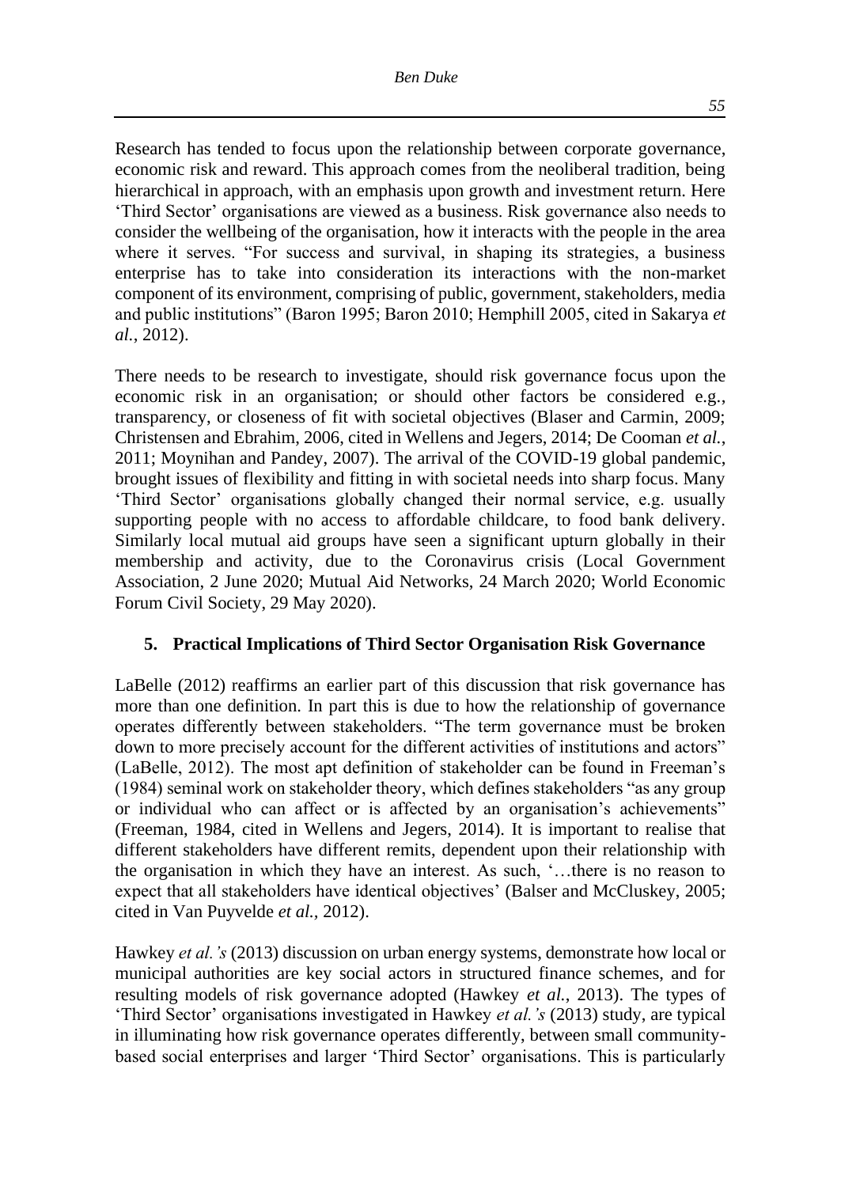Research has tended to focus upon the relationship between corporate governance, economic risk and reward. This approach comes from the neoliberal tradition, being hierarchical in approach, with an emphasis upon growth and investment return. Here 'Third Sector' organisations are viewed as a business. Risk governance also needs to consider the wellbeing of the organisation, how it interacts with the people in the area where it serves. "For success and survival, in shaping its strategies, a business enterprise has to take into consideration its interactions with the non-market component of its environment, comprising of public, government, stakeholders, media and public institutions" (Baron 1995; Baron 2010; Hemphill 2005, cited in Sakarya *et al.*, 2012).

There needs to be research to investigate, should risk governance focus upon the economic risk in an organisation; or should other factors be considered e.g., transparency, or closeness of fit with societal objectives (Blaser and Carmin, 2009; Christensen and Ebrahim, 2006, cited in Wellens and Jegers, 2014; De Cooman *et al.*, 2011; Moynihan and Pandey, 2007). The arrival of the COVID-19 global pandemic, brought issues of flexibility and fitting in with societal needs into sharp focus. Many 'Third Sector' organisations globally changed their normal service, e.g. usually supporting people with no access to affordable childcare, to food bank delivery. Similarly local mutual aid groups have seen a significant upturn globally in their membership and activity, due to the Coronavirus crisis (Local Government Association, 2 June 2020; Mutual Aid Networks, 24 March 2020; World Economic Forum Civil Society, 29 May 2020).

## 5. Practical Implications of Third Sector Organisation Risk Governance

LaBelle (2012) reaffirms an earlier part of this discussion that risk governance has more than one definition. In part this is due to how the relationship of governance operates differently between stakeholders. "The term governance must be broken down to more precisely account for the different activities of institutions and actors" (LaBelle, 2012). The most apt definition of stakeholder can be found in Freeman's (1984) seminal work on stakeholder theory, which defines stakeholders "as any group or individual who can affect or is affected by an organisation's achievements" (Freeman, 1984, cited in Wellens and Jegers, 2014). It is important to realise that different stakeholders have different remits, dependent upon their relationship with the organisation in which they have an interest. As such, '…there is no reason to expect that all stakeholders have identical objectives' (Balser and McCluskey, 2005; cited in Van Puyvelde *et al.,* 2012).

Hawkey *et al.'s* (2013) discussion on urban energy systems, demonstrate how local or municipal authorities are key social actors in structured finance schemes, and for resulting models of risk governance adopted (Hawkey *et al.*, 2013). The types of 'Third Sector' organisations investigated in Hawkey *et al.'s* (2013) study, are typical in illuminating how risk governance operates differently, between small community-based social enterprises and larger 'Third Sector' organisations. This is particularly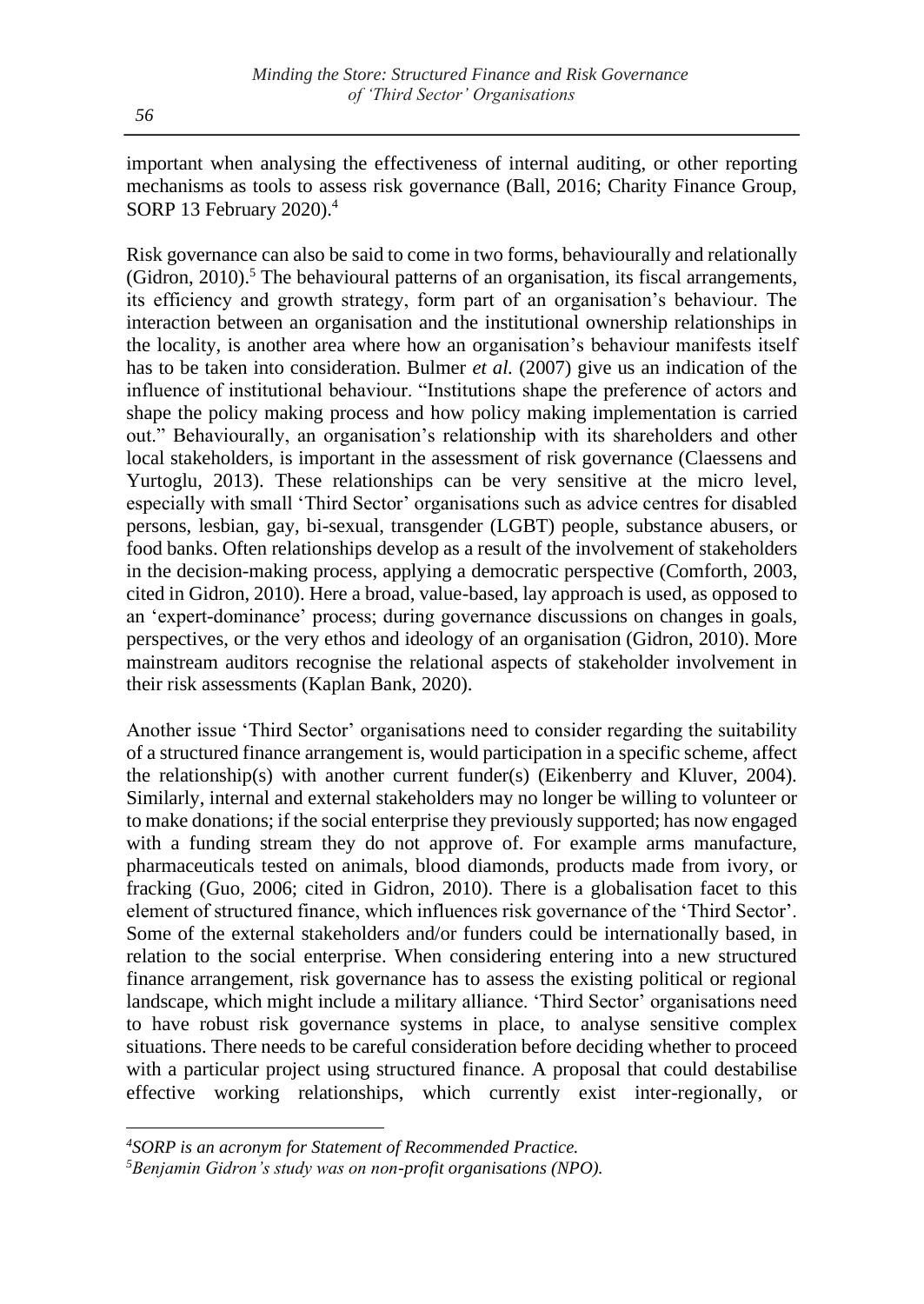important when analysing the effectiveness of internal auditing, or other reporting mechanisms as tools to assess risk governance (Ball, 2016; Charity Finance Group, SORP 13 February 2020).[4]

Risk governance can also be said to come in two forms, behaviourally and relationally (Gidron, 2010).[5] The behavioural patterns of an organisation, its fiscal arrangements, its efficiency and growth strategy, form part of an organisation's behaviour. The interaction between an organisation and the institutional ownership relationships in the locality, is another area where how an organisation's behaviour manifests itself has to be taken into consideration. Bulmer *et al.* (2007) give us an indication of the influence of institutional behaviour. "Institutions shape the preference of actors and shape the policy making process and how policy making implementation is carried out." Behaviourally, an organisation's relationship with its shareholders and other local stakeholders, is important in the assessment of risk governance (Claessens and Yurtoglu, 2013). These relationships can be very sensitive at the micro level, especially with small 'Third Sector' organisations such as advice centres for disabled persons, lesbian, gay, bi-sexual, transgender (LGBT) people, substance abusers, or food banks. Often relationships develop as a result of the involvement of stakeholders in the decision-making process, applying a democratic perspective (Comforth, 2003, cited in Gidron, 2010). Here a broad, value-based, lay approach is used, as opposed to an 'expert-dominance' process; during governance discussions on changes in goals, perspectives, or the very ethos and ideology of an organisation (Gidron, 2010). More mainstream auditors recognise the relational aspects of stakeholder involvement in their risk assessments (Kaplan Bank, 2020).

Another issue 'Third Sector' organisations need to consider regarding the suitability of a structured finance arrangement is, would participation in a specific scheme, affect the relationship(s) with another current funder(s) (Eikenberry and Kluver, 2004). Similarly, internal and external stakeholders may no longer be willing to volunteer or to make donations; if the social enterprise they previously supported; has now engaged with a funding stream they do not approve of. For example arms manufacture, pharmaceuticals tested on animals, blood diamonds, products made from ivory, or fracking (Guo, 2006; cited in Gidron, 2010). There is a globalisation facet to this element of structured finance, which influences risk governance of the 'Third Sector'. Some of the external stakeholders and/or funders could be internationally based, in relation to the social enterprise. When considering entering into a new structured finance arrangement, risk governance has to assess the existing political or regional landscape, which might include a military alliance. 'Third Sector' organisations need to have robust risk governance systems in place, to analyse sensitive complex situations. There needs to be careful consideration before deciding whether to proceed with a particular project using structured finance. A proposal that could destabilise effective working relationships, which currently exist inter-regionally, or

---

[4] *SORP is an acronym for Statement of Recommended Practice.*

[5] *Benjamin Gidron's study was on non-profit organisations (NPO).*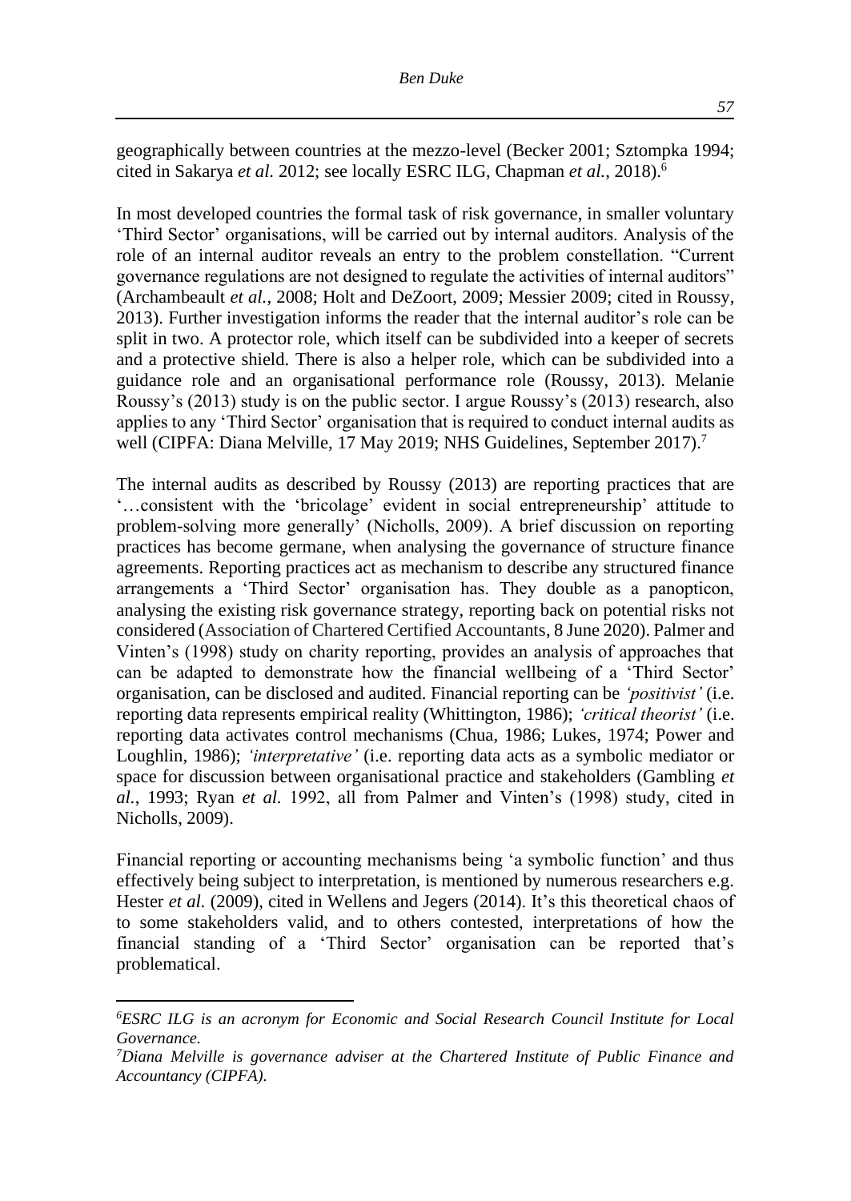geographically between countries at the mezzo-level (Becker 2001; Sztompka 1994; cited in Sakarya *et al.* 2012; see locally ESRC ILG, Chapman *et al.*, 2018).[6]

In most developed countries the formal task of risk governance, in smaller voluntary 'Third Sector' organisations, will be carried out by internal auditors. Analysis of the role of an internal auditor reveals an entry to the problem constellation. "Current governance regulations are not designed to regulate the activities of internal auditors" (Archambeault *et al.*, 2008; Holt and DeZoort, 2009; Messier 2009; cited in Roussy, 2013). Further investigation informs the reader that the internal auditor's role can be split in two. A protector role, which itself can be subdivided into a keeper of secrets and a protective shield. There is also a helper role, which can be subdivided into a guidance role and an organisational performance role (Roussy, 2013). Melanie Roussy's (2013) study is on the public sector. I argue Roussy's (2013) research, also applies to any 'Third Sector' organisation that is required to conduct internal audits as well (CIPFA: Diana Melville, 17 May 2019; NHS Guidelines, September 2017).[7]

The internal audits as described by Roussy (2013) are reporting practices that are '…consistent with the 'bricolage' evident in social entrepreneurship' attitude to problem-solving more generally' (Nicholls, 2009). A brief discussion on reporting practices has become germane, when analysing the governance of structure finance agreements. Reporting practices act as mechanism to describe any structured finance arrangements a 'Third Sector' organisation has. They double as a panopticon, analysing the existing risk governance strategy, reporting back on potential risks not considered (Association of Chartered Certified Accountants, 8 June 2020). Palmer and Vinten's (1998) study on charity reporting, provides an analysis of approaches that can be adapted to demonstrate how the financial wellbeing of a 'Third Sector' organisation, can be disclosed and audited. Financial reporting can be *'positivist'* (i.e. reporting data represents empirical reality (Whittington, 1986); *'critical theorist'* (i.e. reporting data activates control mechanisms (Chua, 1986; Lukes, 1974; Power and Loughlin, 1986); *'interpretative'* (i.e. reporting data acts as a symbolic mediator or space for discussion between organisational practice and stakeholders (Gambling *et al.*, 1993; Ryan *et al.* 1992, all from Palmer and Vinten's (1998) study, cited in Nicholls, 2009).

Financial reporting or accounting mechanisms being 'a symbolic function' and thus effectively being subject to interpretation, is mentioned by numerous researchers e.g. Hester *et al.* (2009), cited in Wellens and Jegers (2014). It's this theoretical chaos of to some stakeholders valid, and to others contested, interpretations of how the financial standing of a 'Third Sector' organisation can be reported that's problematical.

---

[6] *ESRC ILG is an acronym for Economic and Social Research Council Institute for Local Governance.*

[7] *Diana Melville is governance adviser at the Chartered Institute of Public Finance and Accountancy (CIPFA).*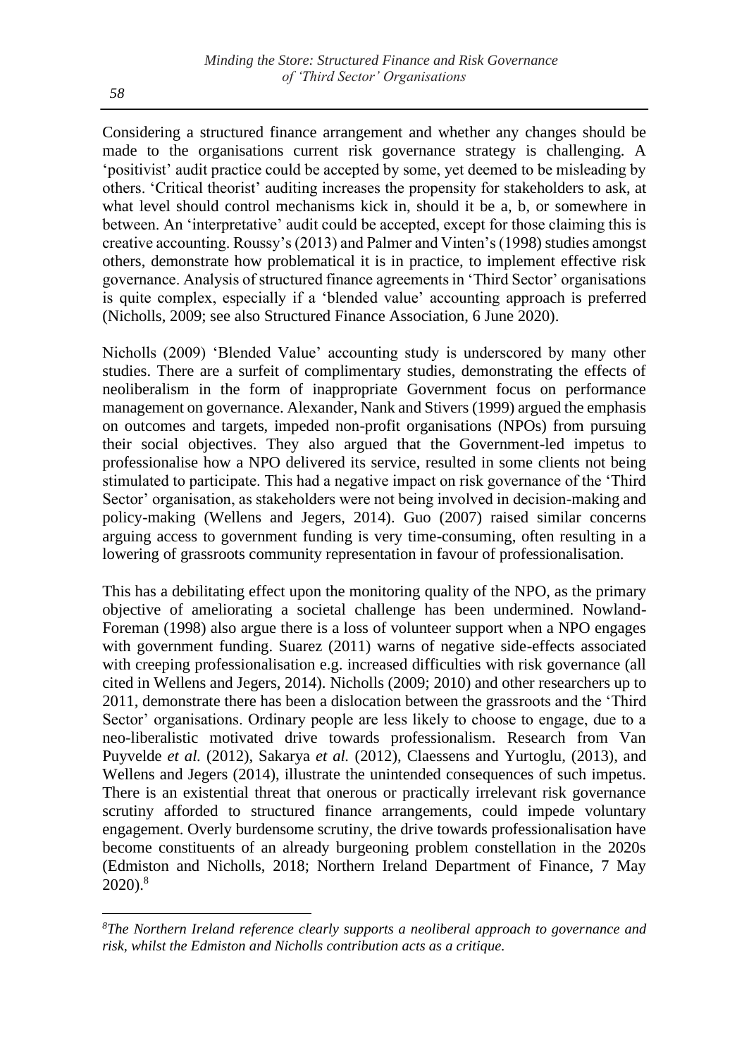Considering a structured finance arrangement and whether any changes should be made to the organisations current risk governance strategy is challenging. A 'positivist' audit practice could be accepted by some, yet deemed to be misleading by others. 'Critical theorist' auditing increases the propensity for stakeholders to ask, at what level should control mechanisms kick in, should it be a, b, or somewhere in between. An 'interpretative' audit could be accepted, except for those claiming this is creative accounting. Roussy's (2013) and Palmer and Vinten's (1998) studies amongst others, demonstrate how problematical it is in practice, to implement effective risk governance. Analysis of structured finance agreements in 'Third Sector' organisations is quite complex, especially if a 'blended value' accounting approach is preferred (Nicholls, 2009; see also Structured Finance Association, 6 June 2020).

Nicholls (2009) 'Blended Value' accounting study is underscored by many other studies. There are a surfeit of complimentary studies, demonstrating the effects of neoliberalism in the form of inappropriate Government focus on performance management on governance. Alexander, Nank and Stivers (1999) argued the emphasis on outcomes and targets, impeded non-profit organisations (NPOs) from pursuing their social objectives. They also argued that the Government-led impetus to professionalise how a NPO delivered its service, resulted in some clients not being stimulated to participate. This had a negative impact on risk governance of the 'Third Sector' organisation, as stakeholders were not being involved in decision-making and policy-making (Wellens and Jegers, 2014). Guo (2007) raised similar concerns arguing access to government funding is very time-consuming, often resulting in a lowering of grassroots community representation in favour of professionalisation.

This has a debilitating effect upon the monitoring quality of the NPO, as the primary objective of ameliorating a societal challenge has been undermined. Nowland-Foreman (1998) also argue there is a loss of volunteer support when a NPO engages with government funding. Suarez (2011) warns of negative side-effects associated with creeping professionalisation e.g. increased difficulties with risk governance (all cited in Wellens and Jegers, 2014). Nicholls (2009; 2010) and other researchers up to 2011, demonstrate there has been a dislocation between the grassroots and the 'Third Sector' organisations. Ordinary people are less likely to choose to engage, due to a neo-liberalistic motivated drive towards professionalism. Research from Van Puyvelde *et al.* (2012), Sakarya *et al.* (2012), Claessens and Yurtoglu, (2013), and Wellens and Jegers (2014), illustrate the unintended consequences of such impetus. There is an existential threat that onerous or practically irrelevant risk governance scrutiny afforded to structured finance arrangements, could impede voluntary engagement. Overly burdensome scrutiny, the drive towards professionalisation have become constituents of an already burgeoning problem constellation in the 2020s (Edmiston and Nicholls, 2018; Northern Ireland Department of Finance, 7 May 2020).[8]

---

[8] *The Northern Ireland reference clearly supports a neoliberal approach to governance and risk, whilst the Edmiston and Nicholls contribution acts as a critique.*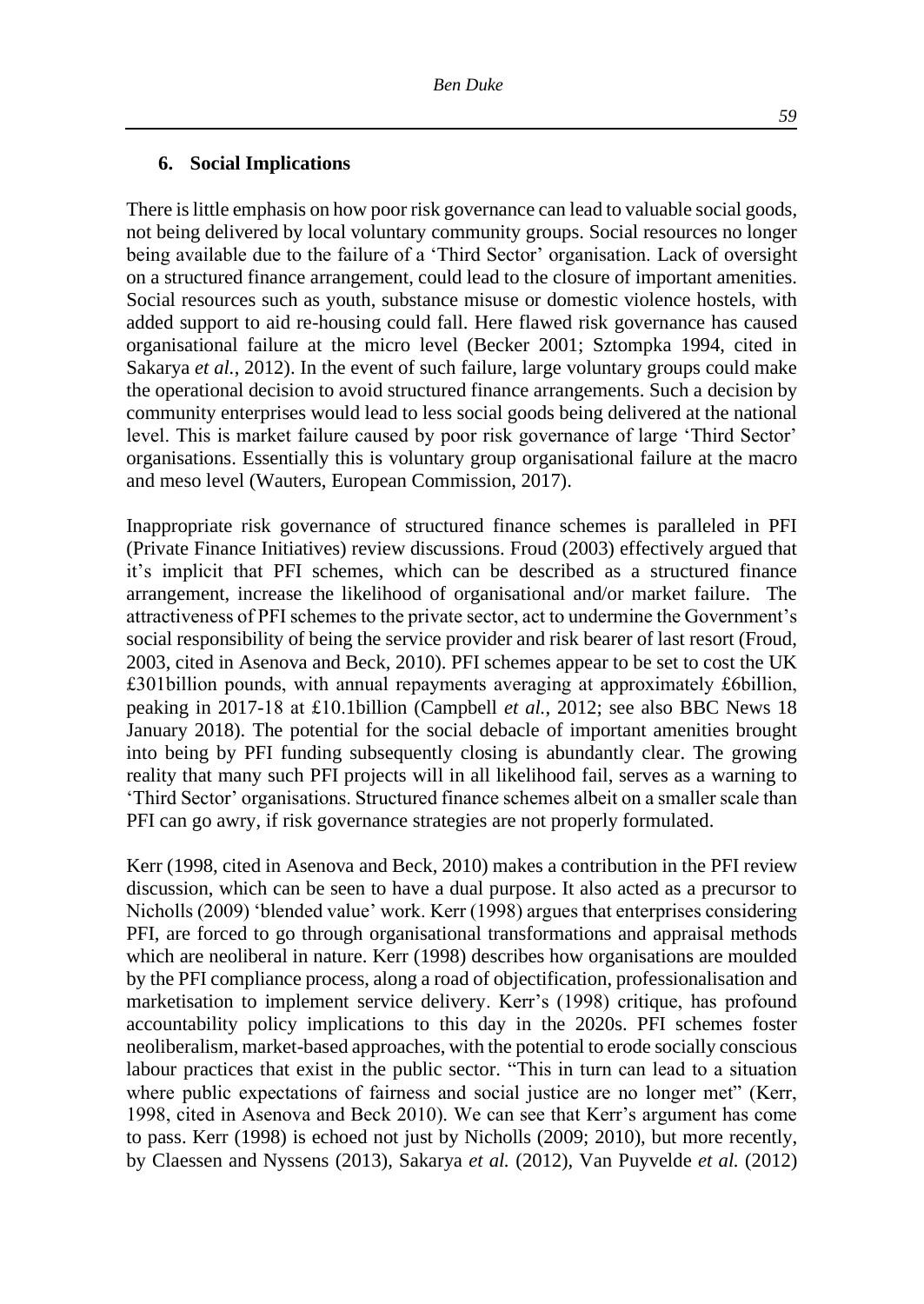## 6. Social Implications

There is little emphasis on how poor risk governance can lead to valuable social goods, not being delivered by local voluntary community groups. Social resources no longer being available due to the failure of a 'Third Sector' organisation. Lack of oversight on a structured finance arrangement, could lead to the closure of important amenities. Social resources such as youth, substance misuse or domestic violence hostels, with added support to aid re-housing could fall. Here flawed risk governance has caused organisational failure at the micro level (Becker 2001; Sztompka 1994, cited in Sakarya *et al.*, 2012). In the event of such failure, large voluntary groups could make the operational decision to avoid structured finance arrangements. Such a decision by community enterprises would lead to less social goods being delivered at the national level. This is market failure caused by poor risk governance of large 'Third Sector' organisations. Essentially this is voluntary group organisational failure at the macro and meso level (Wauters, European Commission, 2017).

Inappropriate risk governance of structured finance schemes is paralleled in PFI (Private Finance Initiatives) review discussions. Froud (2003) effectively argued that it's implicit that PFI schemes, which can be described as a structured finance arrangement, increase the likelihood of organisational and/or market failure. The attractiveness of PFI schemes to the private sector, act to undermine the Government's social responsibility of being the service provider and risk bearer of last resort (Froud, 2003, cited in Asenova and Beck, 2010). PFI schemes appear to be set to cost the UK £301billion pounds, with annual repayments averaging at approximately £6billion, peaking in 2017-18 at £10.1billion (Campbell *et al.*, 2012; see also BBC News 18 January 2018). The potential for the social debacle of important amenities brought into being by PFI funding subsequently closing is abundantly clear. The growing reality that many such PFI projects will in all likelihood fail, serves as a warning to 'Third Sector' organisations. Structured finance schemes albeit on a smaller scale than PFI can go awry, if risk governance strategies are not properly formulated.

Kerr (1998, cited in Asenova and Beck, 2010) makes a contribution in the PFI review discussion, which can be seen to have a dual purpose. It also acted as a precursor to Nicholls (2009) 'blended value' work. Kerr (1998) argues that enterprises considering PFI, are forced to go through organisational transformations and appraisal methods which are neoliberal in nature. Kerr (1998) describes how organisations are moulded by the PFI compliance process, along a road of objectification, professionalisation and marketisation to implement service delivery. Kerr's (1998) critique, has profound accountability policy implications to this day in the 2020s. PFI schemes foster neoliberalism, market-based approaches, with the potential to erode socially conscious labour practices that exist in the public sector. "This in turn can lead to a situation where public expectations of fairness and social justice are no longer met" (Kerr, 1998, cited in Asenova and Beck 2010). We can see that Kerr's argument has come to pass. Kerr (1998) is echoed not just by Nicholls (2009; 2010), but more recently, by Claessen and Nyssens (2013), Sakarya *et al.* (2012), Van Puyvelde *et al.* (2012)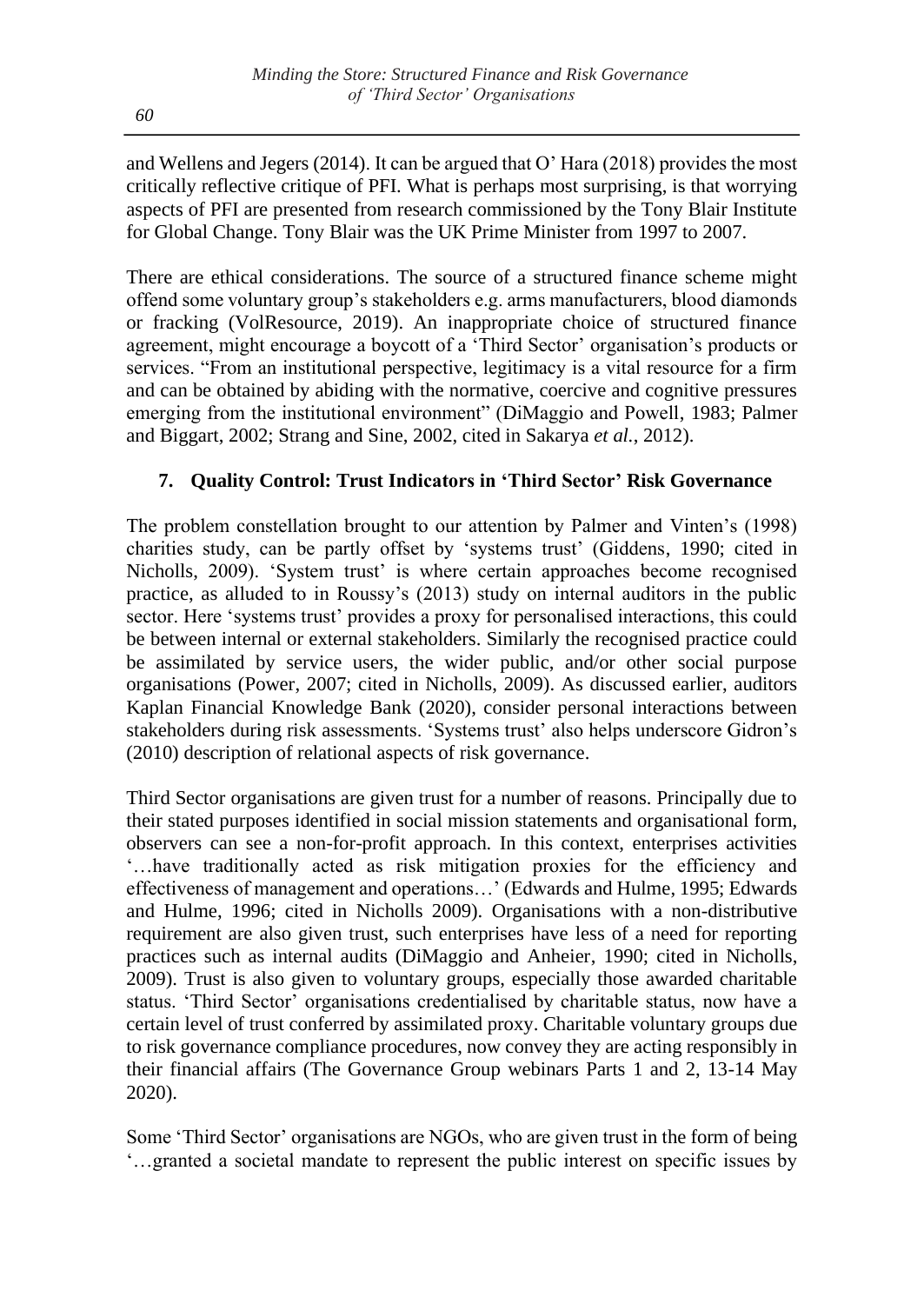and Wellens and Jegers (2014). It can be argued that O' Hara (2018) provides the most critically reflective critique of PFI. What is perhaps most surprising, is that worrying aspects of PFI are presented from research commissioned by the Tony Blair Institute for Global Change. Tony Blair was the UK Prime Minister from 1997 to 2007.

There are ethical considerations. The source of a structured finance scheme might offend some voluntary group's stakeholders e.g. arms manufacturers, blood diamonds or fracking (VolResource, 2019). An inappropriate choice of structured finance agreement, might encourage a boycott of a 'Third Sector' organisation's products or services. "From an institutional perspective, legitimacy is a vital resource for a firm and can be obtained by abiding with the normative, coercive and cognitive pressures emerging from the institutional environment" (DiMaggio and Powell, 1983; Palmer and Biggart, 2002; Strang and Sine, 2002, cited in Sakarya *et al.*, 2012).

## 7. Quality Control: Trust Indicators in 'Third Sector' Risk Governance

The problem constellation brought to our attention by Palmer and Vinten's (1998) charities study, can be partly offset by 'systems trust' (Giddens, 1990; cited in Nicholls, 2009). 'System trust' is where certain approaches become recognised practice, as alluded to in Roussy's (2013) study on internal auditors in the public sector. Here 'systems trust' provides a proxy for personalised interactions, this could be between internal or external stakeholders. Similarly the recognised practice could be assimilated by service users, the wider public, and/or other social purpose organisations (Power, 2007; cited in Nicholls, 2009). As discussed earlier, auditors Kaplan Financial Knowledge Bank (2020), consider personal interactions between stakeholders during risk assessments. 'Systems trust' also helps underscore Gidron's (2010) description of relational aspects of risk governance.

Third Sector organisations are given trust for a number of reasons. Principally due to their stated purposes identified in social mission statements and organisational form, observers can see a non-for-profit approach. In this context, enterprises activities '…have traditionally acted as risk mitigation proxies for the efficiency and effectiveness of management and operations…' (Edwards and Hulme, 1995; Edwards and Hulme, 1996; cited in Nicholls 2009). Organisations with a non-distributive requirement are also given trust, such enterprises have less of a need for reporting practices such as internal audits (DiMaggio and Anheier, 1990; cited in Nicholls, 2009). Trust is also given to voluntary groups, especially those awarded charitable status. 'Third Sector' organisations credentialised by charitable status, now have a certain level of trust conferred by assimilated proxy. Charitable voluntary groups due to risk governance compliance procedures, now convey they are acting responsibly in their financial affairs (The Governance Group webinars Parts 1 and 2, 13-14 May 2020).

Some 'Third Sector' organisations are NGOs, who are given trust in the form of being '…granted a societal mandate to represent the public interest on specific issues by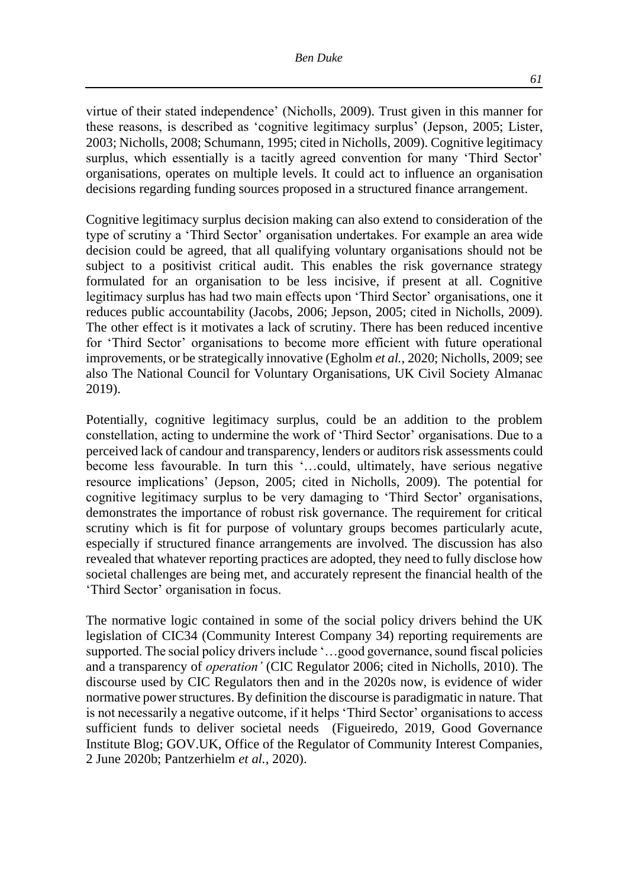virtue of their stated independence' (Nicholls, 2009). Trust given in this manner for these reasons, is described as 'cognitive legitimacy surplus' (Jepson, 2005; Lister, 2003; Nicholls, 2008; Schumann, 1995; cited in Nicholls, 2009). Cognitive legitimacy surplus, which essentially is a tacitly agreed convention for many 'Third Sector' organisations, operates on multiple levels. It could act to influence an organisation decisions regarding funding sources proposed in a structured finance arrangement.

Cognitive legitimacy surplus decision making can also extend to consideration of the type of scrutiny a 'Third Sector' organisation undertakes. For example an area wide decision could be agreed, that all qualifying voluntary organisations should not be subject to a positivist critical audit. This enables the risk governance strategy formulated for an organisation to be less incisive, if present at all. Cognitive legitimacy surplus has had two main effects upon 'Third Sector' organisations, one it reduces public accountability (Jacobs, 2006; Jepson, 2005; cited in Nicholls, 2009). The other effect is it motivates a lack of scrutiny. There has been reduced incentive for 'Third Sector' organisations to become more efficient with future operational improvements, or be strategically innovative (Egholm *et al.*, 2020; Nicholls, 2009; see also The National Council for Voluntary Organisations, UK Civil Society Almanac 2019).

Potentially, cognitive legitimacy surplus, could be an addition to the problem constellation, acting to undermine the work of 'Third Sector' organisations. Due to a perceived lack of candour and transparency, lenders or auditors risk assessments could become less favourable. In turn this '…could, ultimately, have serious negative resource implications' (Jepson, 2005; cited in Nicholls, 2009). The potential for cognitive legitimacy surplus to be very damaging to 'Third Sector' organisations, demonstrates the importance of robust risk governance. The requirement for critical scrutiny which is fit for purpose of voluntary groups becomes particularly acute, especially if structured finance arrangements are involved. The discussion has also revealed that whatever reporting practices are adopted, they need to fully disclose how societal challenges are being met, and accurately represent the financial health of the 'Third Sector' organisation in focus.

The normative logic contained in some of the social policy drivers behind the UK legislation of CIC34 (Community Interest Company 34) reporting requirements are supported. The social policy drivers include '…good governance, sound fiscal policies and a transparency of *operation'* (CIC Regulator 2006; cited in Nicholls, 2010). The discourse used by CIC Regulators then and in the 2020s now, is evidence of wider normative power structures. By definition the discourse is paradigmatic in nature. That is not necessarily a negative outcome, if it helps 'Third Sector' organisations to access sufficient funds to deliver societal needs (Figueiredo, 2019, Good Governance Institute Blog; GOV.UK, Office of the Regulator of Community Interest Companies, 2 June 2020b; Pantzerhielm *et al.*, 2020).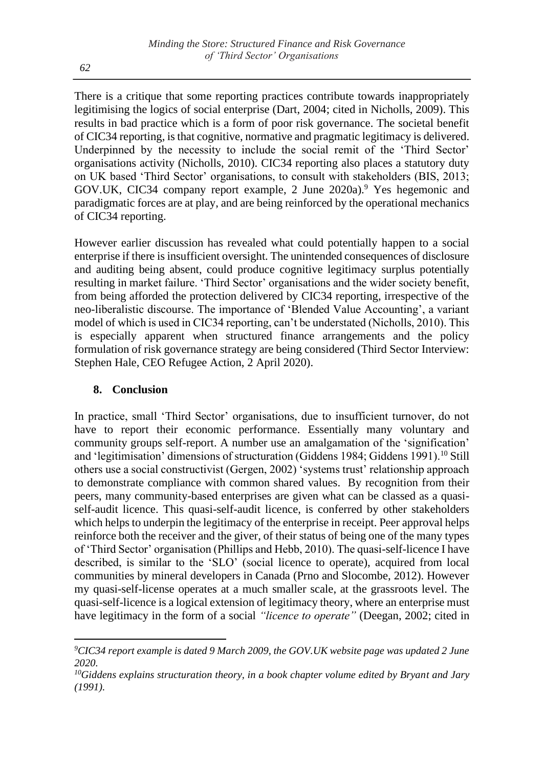There is a critique that some reporting practices contribute towards inappropriately legitimising the logics of social enterprise (Dart, 2004; cited in Nicholls, 2009). This results in bad practice which is a form of poor risk governance. The societal benefit of CIC34 reporting, is that cognitive, normative and pragmatic legitimacy is delivered. Underpinned by the necessity to include the social remit of the 'Third Sector' organisations activity (Nicholls, 2010). CIC34 reporting also places a statutory duty on UK based 'Third Sector' organisations, to consult with stakeholders (BIS, 2013; GOV.UK, CIC34 company report example, 2 June 2020a).[9] Yes hegemonic and paradigmatic forces are at play, and are being reinforced by the operational mechanics of CIC34 reporting.

However earlier discussion has revealed what could potentially happen to a social enterprise if there is insufficient oversight. The unintended consequences of disclosure and auditing being absent, could produce cognitive legitimacy surplus potentially resulting in market failure. 'Third Sector' organisations and the wider society benefit, from being afforded the protection delivered by CIC34 reporting, irrespective of the neo-liberalistic discourse. The importance of 'Blended Value Accounting', a variant model of which is used in CIC34 reporting, can't be understated (Nicholls, 2010). This is especially apparent when structured finance arrangements and the policy formulation of risk governance strategy are being considered (Third Sector Interview: Stephen Hale, CEO Refugee Action, 2 April 2020).

## 8. Conclusion

In practice, small 'Third Sector' organisations, due to insufficient turnover, do not have to report their economic performance. Essentially many voluntary and community groups self-report. A number use an amalgamation of the 'signification' and 'legitimisation' dimensions of structuration (Giddens 1984; Giddens 1991).[10] Still others use a social constructivist (Gergen, 2002) 'systems trust' relationship approach to demonstrate compliance with common shared values. By recognition from their peers, many community-based enterprises are given what can be classed as a quasi-self-audit licence. This quasi-self-audit licence, is conferred by other stakeholders which helps to underpin the legitimacy of the enterprise in receipt. Peer approval helps reinforce both the receiver and the giver, of their status of being one of the many types of 'Third Sector' organisation (Phillips and Hebb, 2010). The quasi-self-licence I have described, is similar to the 'SLO' (social licence to operate), acquired from local communities by mineral developers in Canada (Prno and Slocombe, 2012). However my quasi-self-license operates at a much smaller scale, at the grassroots level. The quasi-self-licence is a logical extension of legitimacy theory, where an enterprise must have legitimacy in the form of a social *"licence to operate"* (Deegan, 2002; cited in

---

[9] *CIC34 report example is dated 9 March 2009, the GOV.UK website page was updated 2 June 2020.*

[10] *Giddens explains structuration theory, in a book chapter volume edited by Bryant and Jary (1991).*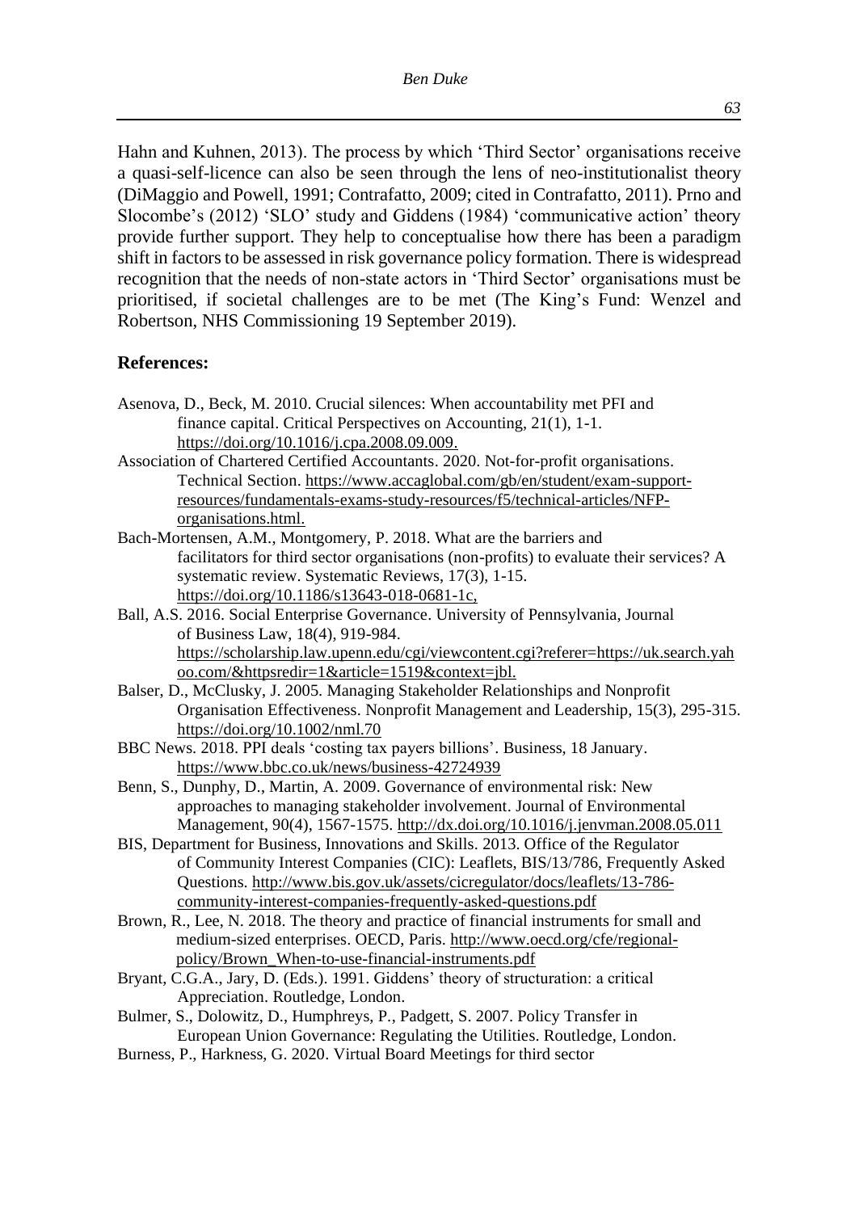Hahn and Kuhnen, 2013). The process by which 'Third Sector' organisations receive a quasi-self-licence can also be seen through the lens of neo-institutionalist theory (DiMaggio and Powell, 1991; Contrafatto, 2009; cited in Contrafatto, 2011). Prno and Slocombe's (2012) 'SLO' study and Giddens (1984) 'communicative action' theory provide further support. They help to conceptualise how there has been a paradigm shift in factors to be assessed in risk governance policy formation. There is widespread recognition that the needs of non-state actors in 'Third Sector' organisations must be prioritised, if societal challenges are to be met (The King's Fund: Wenzel and Robertson, NHS Commissioning 19 September 2019).

## References:

Asenova, D., Beck, M. 2010. Crucial silences: When accountability met PFI and finance capital. Critical Perspectives on Accounting, 21(1), 1-1. https://doi.org/10.1016/j.cpa.2008.09.009.

Association of Chartered Certified Accountants. 2020. Not-for-profit organisations. Technical Section. https://www.accaglobal.com/gb/en/student/exam-support-resources/fundamentals-exams-study-resources/f5/technical-articles/NFP-organisations.html.

Bach-Mortensen, A.M., Montgomery, P. 2018. What are the barriers and facilitators for third sector organisations (non-profits) to evaluate their services? A systematic review. Systematic Reviews, 17(3), 1-15. https://doi.org/10.1186/s13643-018-0681-1c,

Ball, A.S. 2016. Social Enterprise Governance. University of Pennsylvania, Journal of Business Law, 18(4), 919-984. https://scholarship.law.upenn.edu/cgi/viewcontent.cgi?referer=https://uk.search.yahoo.com/&httpsredir=1&article=1519&context=jbl.

Balser, D., McClusky, J. 2005. Managing Stakeholder Relationships and Nonprofit Organisation Effectiveness. Nonprofit Management and Leadership, 15(3), 295-315. https://doi.org/10.1002/nml.70

BBC News. 2018. PPI deals 'costing tax payers billions'. Business, 18 January. https://www.bbc.co.uk/news/business-42724939

Benn, S., Dunphy, D., Martin, A. 2009. Governance of environmental risk: New approaches to managing stakeholder involvement. Journal of Environmental Management, 90(4), 1567-1575. http://dx.doi.org/10.1016/j.jenvman.2008.05.011

BIS, Department for Business, Innovations and Skills. 2013. Office of the Regulator of Community Interest Companies (CIC): Leaflets, BIS/13/786, Frequently Asked Questions. http://www.bis.gov.uk/assets/cicregulator/docs/leaflets/13-786-community-interest-companies-frequently-asked-questions.pdf

Brown, R., Lee, N. 2018. The theory and practice of financial instruments for small and medium-sized enterprises. OECD, Paris. http://www.oecd.org/cfe/regional-policy/Brown_When-to-use-financial-instruments.pdf

Bryant, C.G.A., Jary, D. (Eds.). 1991. Giddens' theory of structuration: a critical Appreciation. Routledge, London.

Bulmer, S., Dolowitz, D., Humphreys, P., Padgett, S. 2007. Policy Transfer in European Union Governance: Regulating the Utilities. Routledge, London.

Burness, P., Harkness, G. 2020. Virtual Board Meetings for third sector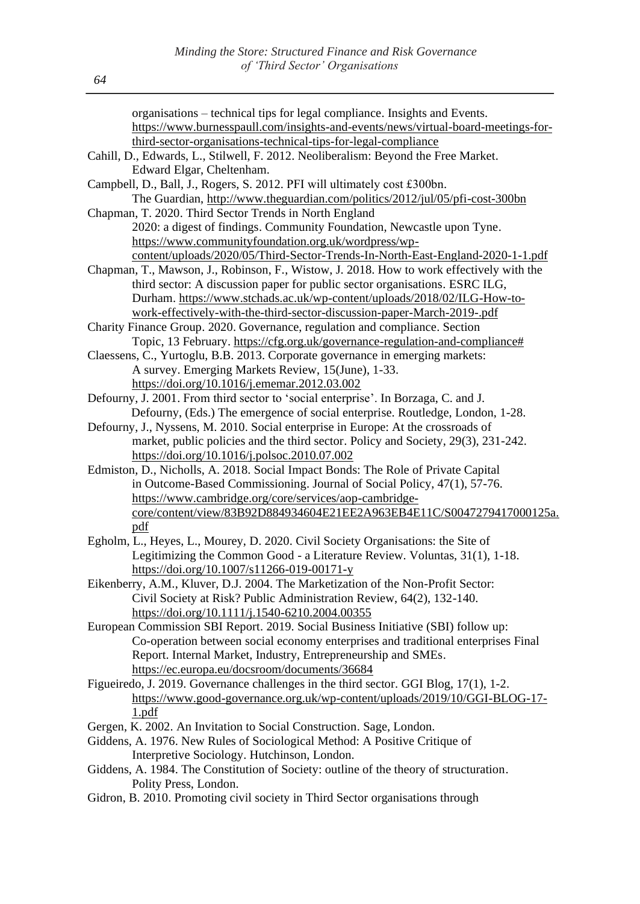organisations – technical tips for legal compliance. Insights and Events. https://www.burnesspaull.com/insights-and-events/news/virtual-board-meetings-for-third-sector-organisations-technical-tips-for-legal-compliance

Cahill, D., Edwards, L., Stilwell, F. 2012. Neoliberalism: Beyond the Free Market. Edward Elgar, Cheltenham.

Campbell, D., Ball, J., Rogers, S. 2012. PFI will ultimately cost £300bn. The Guardian, http://www.theguardian.com/politics/2012/jul/05/pfi-cost-300bn

Chapman, T. 2020. Third Sector Trends in North England 2020: a digest of findings. Community Foundation, Newcastle upon Tyne. https://www.communityfoundation.org.uk/wordpress/wp-content/uploads/2020/05/Third-Sector-Trends-In-North-East-England-2020-1-1.pdf

Chapman, T., Mawson, J., Robinson, F., Wistow, J. 2018. How to work effectively with the third sector: A discussion paper for public sector organisations. ESRC ILG, Durham. https://www.stchads.ac.uk/wp-content/uploads/2018/02/ILG-How-to-work-effectively-with-the-third-sector-discussion-paper-March-2019-.pdf

Charity Finance Group. 2020. Governance, regulation and compliance. Section Topic, 13 February. https://cfg.org.uk/governance-regulation-and-compliance#

Claessens, C., Yurtoglu, B.B. 2013. Corporate governance in emerging markets: A survey. Emerging Markets Review, 15(June), 1-33. https://doi.org/10.1016/j.ememar.2012.03.002

Defourny, J. 2001. From third sector to 'social enterprise'. In Borzaga, C. and J. Defourny, (Eds.) The emergence of social enterprise. Routledge, London, 1-28.

Defourny, J., Nyssens, M. 2010. Social enterprise in Europe: At the crossroads of market, public policies and the third sector. Policy and Society, 29(3), 231-242. https://doi.org/10.1016/j.polsoc.2010.07.002

Edmiston, D., Nicholls, A. 2018. Social Impact Bonds: The Role of Private Capital in Outcome-Based Commissioning. Journal of Social Policy, 47(1), 57-76. https://www.cambridge.org/core/services/aop-cambridge-core/content/view/83B92D884934604E21EE2A963EB4E11C/S0047279417000125a.pdf

Egholm, L., Heyes, L., Mourey, D. 2020. Civil Society Organisations: the Site of Legitimizing the Common Good - a Literature Review. Voluntas, 31(1), 1-18. https://doi.org/10.1007/s11266-019-00171-y

Eikenberry, A.M., Kluver, D.J. 2004. The Marketization of the Non-Profit Sector: Civil Society at Risk? Public Administration Review, 64(2), 132-140. https://doi.org/10.1111/j.1540-6210.2004.00355

European Commission SBI Report. 2019. Social Business Initiative (SBI) follow up: Co-operation between social economy enterprises and traditional enterprises Final Report. Internal Market, Industry, Entrepreneurship and SMEs. https://ec.europa.eu/docsroom/documents/36684

Figueiredo, J. 2019. Governance challenges in the third sector. GGI Blog, 17(1), 1-2. https://www.good-governance.org.uk/wp-content/uploads/2019/10/GGI-BLOG-17-1.pdf

Gergen, K. 2002. An Invitation to Social Construction. Sage, London.

Giddens, A. 1976. New Rules of Sociological Method: A Positive Critique of Interpretive Sociology. Hutchinson, London.

Giddens, A. 1984. The Constitution of Society: outline of the theory of structuration. Polity Press, London.

Gidron, B. 2010. Promoting civil society in Third Sector organisations through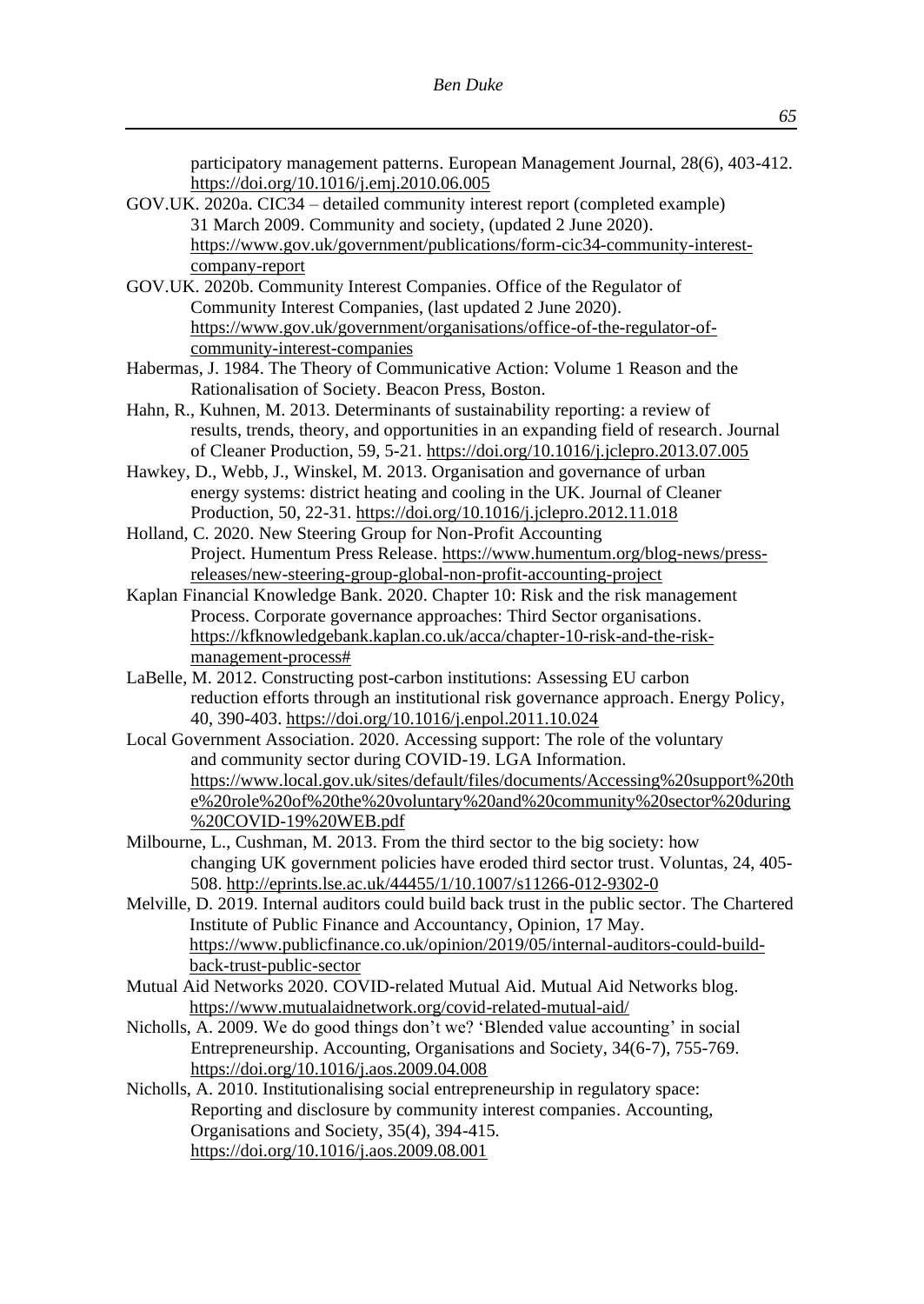participatory management patterns. European Management Journal, 28(6), 403-412. https://doi.org/10.1016/j.emj.2010.06.005

GOV.UK. 2020a. CIC34 – detailed community interest report (completed example) 31 March 2009. Community and society, (updated 2 June 2020). https://www.gov.uk/government/publications/form-cic34-community-interest-company-report

GOV.UK. 2020b. Community Interest Companies. Office of the Regulator of Community Interest Companies, (last updated 2 June 2020). https://www.gov.uk/government/organisations/office-of-the-regulator-of-community-interest-companies

Habermas, J. 1984. The Theory of Communicative Action: Volume 1 Reason and the Rationalisation of Society. Beacon Press, Boston.

Hahn, R., Kuhnen, M. 2013. Determinants of sustainability reporting: a review of results, trends, theory, and opportunities in an expanding field of research. Journal of Cleaner Production, 59, 5-21. https://doi.org/10.1016/j.jclepro.2013.07.005

Hawkey, D., Webb, J., Winskel, M. 2013. Organisation and governance of urban energy systems: district heating and cooling in the UK. Journal of Cleaner Production, 50, 22-31. https://doi.org/10.1016/j.jclepro.2012.11.018

Holland, C. 2020. New Steering Group for Non-Profit Accounting Project. Humentum Press Release. https://www.humentum.org/blog-news/press-releases/new-steering-group-global-non-profit-accounting-project

Kaplan Financial Knowledge Bank. 2020. Chapter 10: Risk and the risk management Process. Corporate governance approaches: Third Sector organisations. https://kfknowledgebank.kaplan.co.uk/acca/chapter-10-risk-and-the-risk-management-process#

LaBelle, M. 2012. Constructing post-carbon institutions: Assessing EU carbon reduction efforts through an institutional risk governance approach. Energy Policy, 40, 390-403. https://doi.org/10.1016/j.enpol.2011.10.024

Local Government Association. 2020. Accessing support: The role of the voluntary and community sector during COVID-19. LGA Information. https://www.local.gov.uk/sites/default/files/documents/Accessing%20support%20the%20role%20of%20the%20voluntary%20and%20community%20sector%20during%20COVID-19%20WEB.pdf

Milbourne, L., Cushman, M. 2013. From the third sector to the big society: how changing UK government policies have eroded third sector trust. Voluntas, 24, 405-508. http://eprints.lse.ac.uk/44455/1/10.1007/s11266-012-9302-0

Melville, D. 2019. Internal auditors could build back trust in the public sector. The Chartered Institute of Public Finance and Accountancy, Opinion, 17 May. https://www.publicfinance.co.uk/opinion/2019/05/internal-auditors-could-build-back-trust-public-sector

Mutual Aid Networks 2020. COVID-related Mutual Aid. Mutual Aid Networks blog. https://www.mutualaidnetwork.org/covid-related-mutual-aid/

Nicholls, A. 2009. We do good things don't we? 'Blended value accounting' in social Entrepreneurship. Accounting, Organisations and Society, 34(6-7), 755-769. https://doi.org/10.1016/j.aos.2009.04.008

Nicholls, A. 2010. Institutionalising social entrepreneurship in regulatory space: Reporting and disclosure by community interest companies. Accounting, Organisations and Society, 35(4), 394-415. https://doi.org/10.1016/j.aos.2009.08.001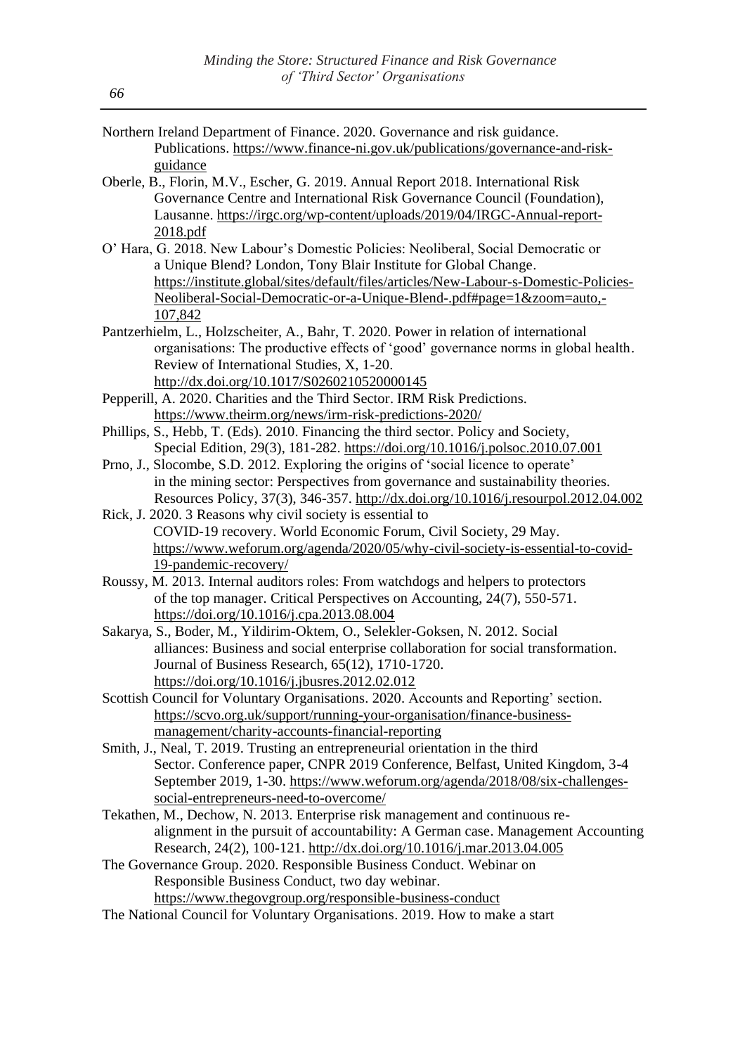Northern Ireland Department of Finance. 2020. Governance and risk guidance. Publications. https://www.finance-ni.gov.uk/publications/governance-and-risk-guidance

Oberle, B., Florin, M.V., Escher, G. 2019. Annual Report 2018. International Risk Governance Centre and International Risk Governance Council (Foundation), Lausanne. https://irgc.org/wp-content/uploads/2019/04/IRGC-Annual-report-2018.pdf

O' Hara, G. 2018. New Labour's Domestic Policies: Neoliberal, Social Democratic or a Unique Blend? London, Tony Blair Institute for Global Change. https://institute.global/sites/default/files/articles/New-Labour-s-Domestic-Policies-Neoliberal-Social-Democratic-or-a-Unique-Blend-.pdf#page=1&zoom=auto,-107,842

Pantzerhielm, L., Holzscheiter, A., Bahr, T. 2020. Power in relation of international organisations: The productive effects of 'good' governance norms in global health. Review of International Studies, X, 1-20. http://dx.doi.org/10.1017/S0260210520000145

Pepperill, A. 2020. Charities and the Third Sector. IRM Risk Predictions. https://www.theirm.org/news/irm-risk-predictions-2020/

Phillips, S., Hebb, T. (Eds). 2010. Financing the third sector. Policy and Society, Special Edition, 29(3), 181-282. https://doi.org/10.1016/j.polsoc.2010.07.001

Prno, J., Slocombe, S.D. 2012. Exploring the origins of 'social licence to operate' in the mining sector: Perspectives from governance and sustainability theories. Resources Policy, 37(3), 346-357. http://dx.doi.org/10.1016/j.resourpol.2012.04.002

Rick, J. 2020. 3 Reasons why civil society is essential to COVID-19 recovery. World Economic Forum, Civil Society, 29 May. https://www.weforum.org/agenda/2020/05/why-civil-society-is-essential-to-covid-19-pandemic-recovery/

Roussy, M. 2013. Internal auditors roles: From watchdogs and helpers to protectors of the top manager. Critical Perspectives on Accounting, 24(7), 550-571. https://doi.org/10.1016/j.cpa.2013.08.004

Sakarya, S., Boder, M., Yildirim-Oktem, O., Selekler-Goksen, N. 2012. Social alliances: Business and social enterprise collaboration for social transformation. Journal of Business Research, 65(12), 1710-1720. https://doi.org/10.1016/j.jbusres.2012.02.012

Scottish Council for Voluntary Organisations. 2020. Accounts and Reporting' section. https://scvo.org.uk/support/running-your-organisation/finance-business-management/charity-accounts-financial-reporting

Smith, J., Neal, T. 2019. Trusting an entrepreneurial orientation in the third Sector. Conference paper, CNPR 2019 Conference, Belfast, United Kingdom, 3-4 September 2019, 1-30. https://www.weforum.org/agenda/2018/08/six-challenges-social-entrepreneurs-need-to-overcome/

Tekathen, M., Dechow, N. 2013. Enterprise risk management and continuous re-alignment in the pursuit of accountability: A German case. Management Accounting Research, 24(2), 100-121. http://dx.doi.org/10.1016/j.mar.2013.04.005

The Governance Group. 2020. Responsible Business Conduct. Webinar on Responsible Business Conduct, two day webinar. https://www.thegovgroup.org/responsible-business-conduct

The National Council for Voluntary Organisations. 2019. How to make a start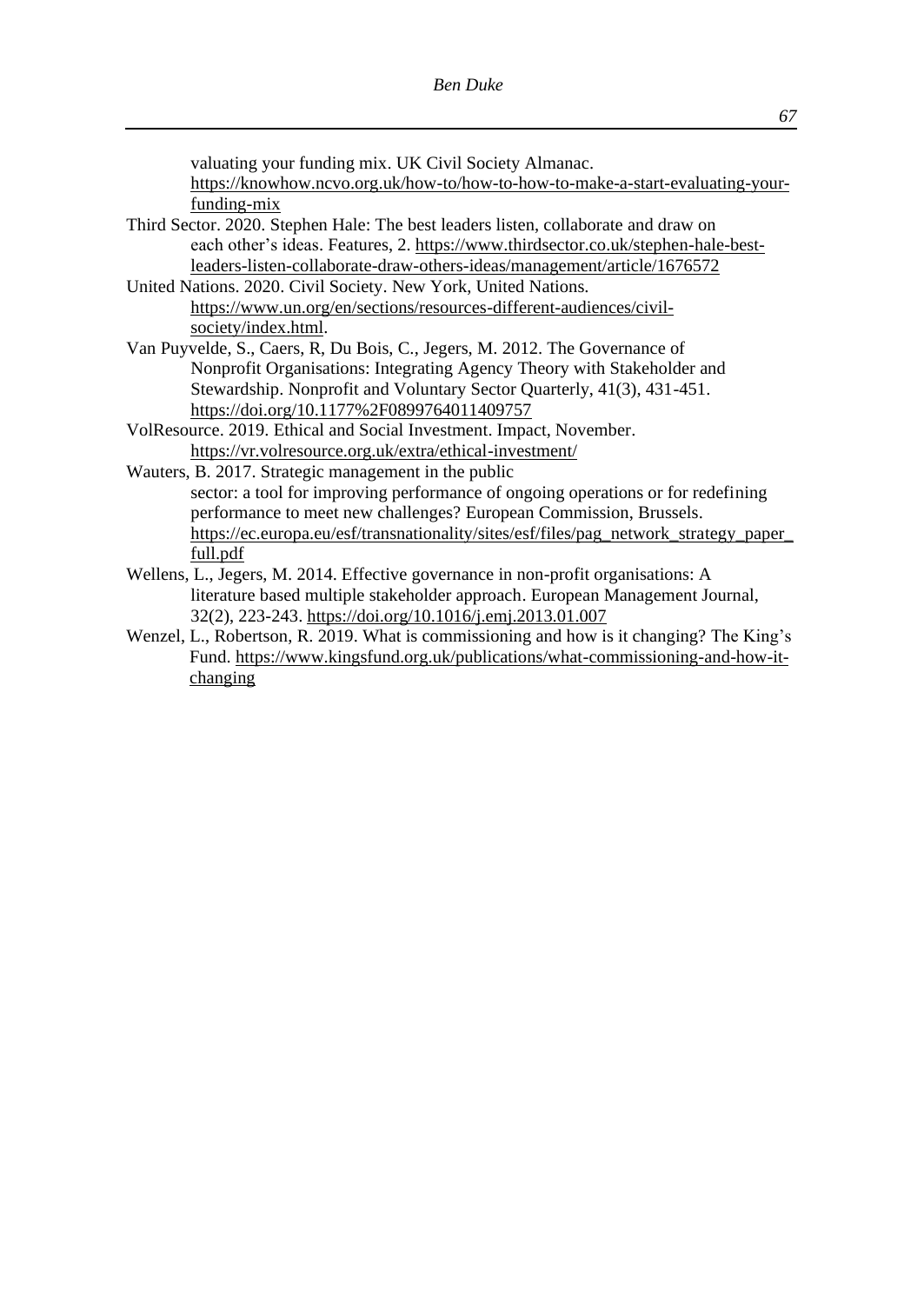valuating your funding mix. UK Civil Society Almanac. https://knowhow.ncvo.org.uk/how-to/how-to-how-to-make-a-start-evaluating-your-funding-mix

Third Sector. 2020. Stephen Hale: The best leaders listen, collaborate and draw on each other's ideas. Features, 2. https://www.thirdsector.co.uk/stephen-hale-best-leaders-listen-collaborate-draw-others-ideas/management/article/1676572

United Nations. 2020. Civil Society. New York, United Nations. https://www.un.org/en/sections/resources-different-audiences/civil-society/index.html.

Van Puyvelde, S., Caers, R, Du Bois, C., Jegers, M. 2012. The Governance of Nonprofit Organisations: Integrating Agency Theory with Stakeholder and Stewardship. Nonprofit and Voluntary Sector Quarterly, 41(3), 431-451. https://doi.org/10.1177%2F0899764011409757

VolResource. 2019. Ethical and Social Investment. Impact, November. https://vr.volresource.org.uk/extra/ethical-investment/

Wauters, B. 2017. Strategic management in the public sector: a tool for improving performance of ongoing operations or for redefining performance to meet new challenges? European Commission, Brussels. https://ec.europa.eu/esf/transnationality/sites/esf/files/pag_network_strategy_paper_full.pdf

Wellens, L., Jegers, M. 2014. Effective governance in non-profit organisations: A literature based multiple stakeholder approach. European Management Journal, 32(2), 223-243. https://doi.org/10.1016/j.emj.2013.01.007

Wenzel, L., Robertson, R. 2019. What is commissioning and how is it changing? The King's Fund. https://www.kingsfund.org.uk/publications/what-commissioning-and-how-it-changing